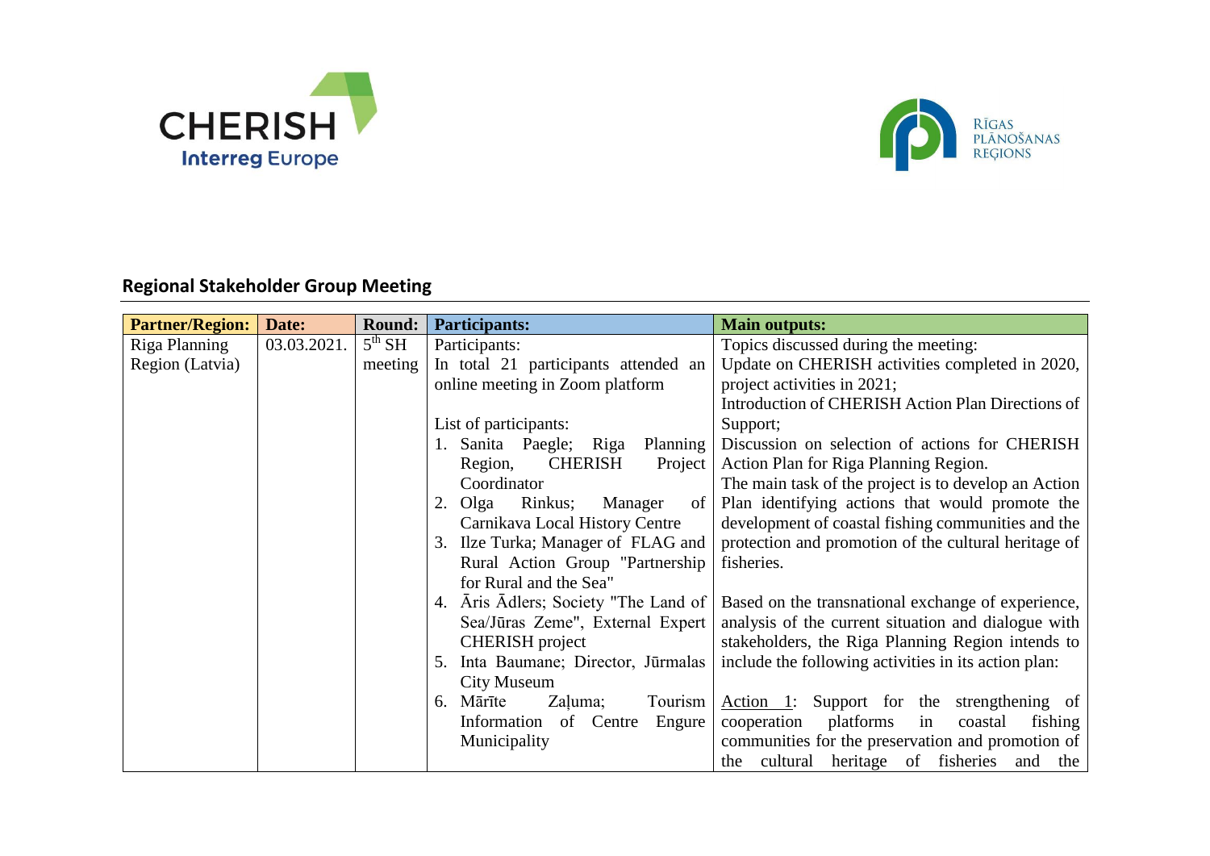## Regional Stakeholder Group Meeting

| Partner/Region: | Date: | Round: | Participants: | Main outputs: |
|---|---|---|---|---|
| Riga Planning Region (Latvia) | 03.03.2021. | 5th SH meeting | Participants:<br>In total 21 participants attended an online meeting in Zoom platform<br><br>List of participants:<br>1. Sanita Paegle; Riga Planning Region, CHERISH Project Coordinator<br>2. Olga Rinkus; Manager of Carnikava Local History Centre<br>3. Ilze Turka; Manager of FLAG and Rural Action Group "Partnership for Rural and the Sea"<br>4. Āris Ādlers; Society "The Land of Sea/Jūras Zeme", External Expert CHERISH project<br>5. Inta Baumane; Director, Jūrmalas City Museum<br>6. Mārīte Zaļuma; Tourism Information of Centre Engure Municipality | Topics discussed during the meeting:<br>Update on CHERISH activities completed in 2020, project activities in 2021;<br>Introduction of CHERISH Action Plan Directions of Support;<br>Discussion on selection of actions for CHERISH Action Plan for Riga Planning Region.<br>The main task of the project is to develop an Action Plan identifying actions that would promote the development of coastal fishing communities and the protection and promotion of the cultural heritage of fisheries.<br><br>Based on the transnational exchange of experience, analysis of the current situation and dialogue with stakeholders, the Riga Planning Region intends to include the following activities in its action plan:<br><br>Action 1: Support for the strengthening of cooperation platforms in coastal fishing communities for the preservation and promotion of the cultural heritage of fisheries and the |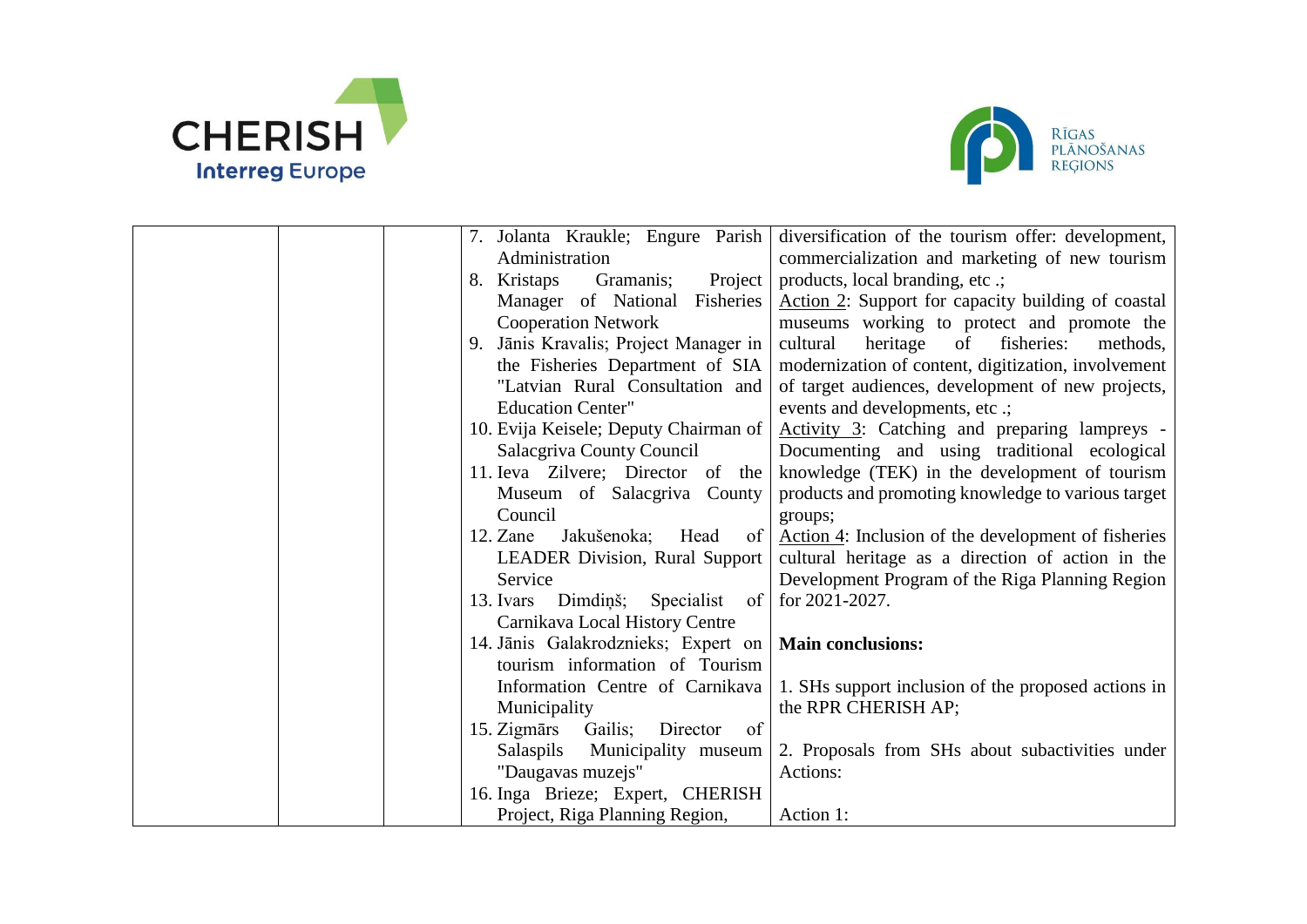| | | | 7. Jolanta Kraukle; Engure Parish Administration<br>8. Kristaps Gramanis; Project Manager of National Fisheries Cooperation Network<br>9. Jānis Kravalis; Project Manager in the Fisheries Department of SIA "Latvian Rural Consultation and Education Center"<br>10. Evija Keisele; Deputy Chairman of Salacgriva County Council<br>11. Ieva Zilvere; Director of the Museum of Salacgriva County Council<br>12. Zane Jakušenoka; Head of LEADER Division, Rural Support Service<br>13. Ivars Dimdiņš; Specialist of Carnikava Local History Centre<br>14. Jānis Galakrodznieks; Expert on tourism information of Tourism Information Centre of Carnikava Municipality<br>15. Zigmārs Gailis; Director of Salaspils Municipality museum "Daugavas muzejs"<br>16. Inga Brieze; Expert, CHERISH Project, Riga Planning Region, | diversification of the tourism offer: development, commercialization and marketing of new tourism products, local branding, etc .;<br>Action 2: Support for capacity building of coastal museums working to protect and promote the cultural heritage of fisheries: methods, modernization of content, digitization, involvement of target audiences, development of new projects, events and developments, etc .;<br>Activity 3: Catching and preparing lampreys - Documenting and using traditional ecological knowledge (TEK) in the development of tourism products and promoting knowledge to various target groups;<br>Action 4: Inclusion of the development of fisheries cultural heritage as a direction of action in the Development Program of the Riga Planning Region for 2021-2027.<br><br>**Main conclusions:**<br><br>1. SHs support inclusion of the proposed actions in the RPR CHERISH AP;<br><br>2. Proposals from SHs about subactivities under Actions:<br><br>Action 1: |
|---|---|---|---|---|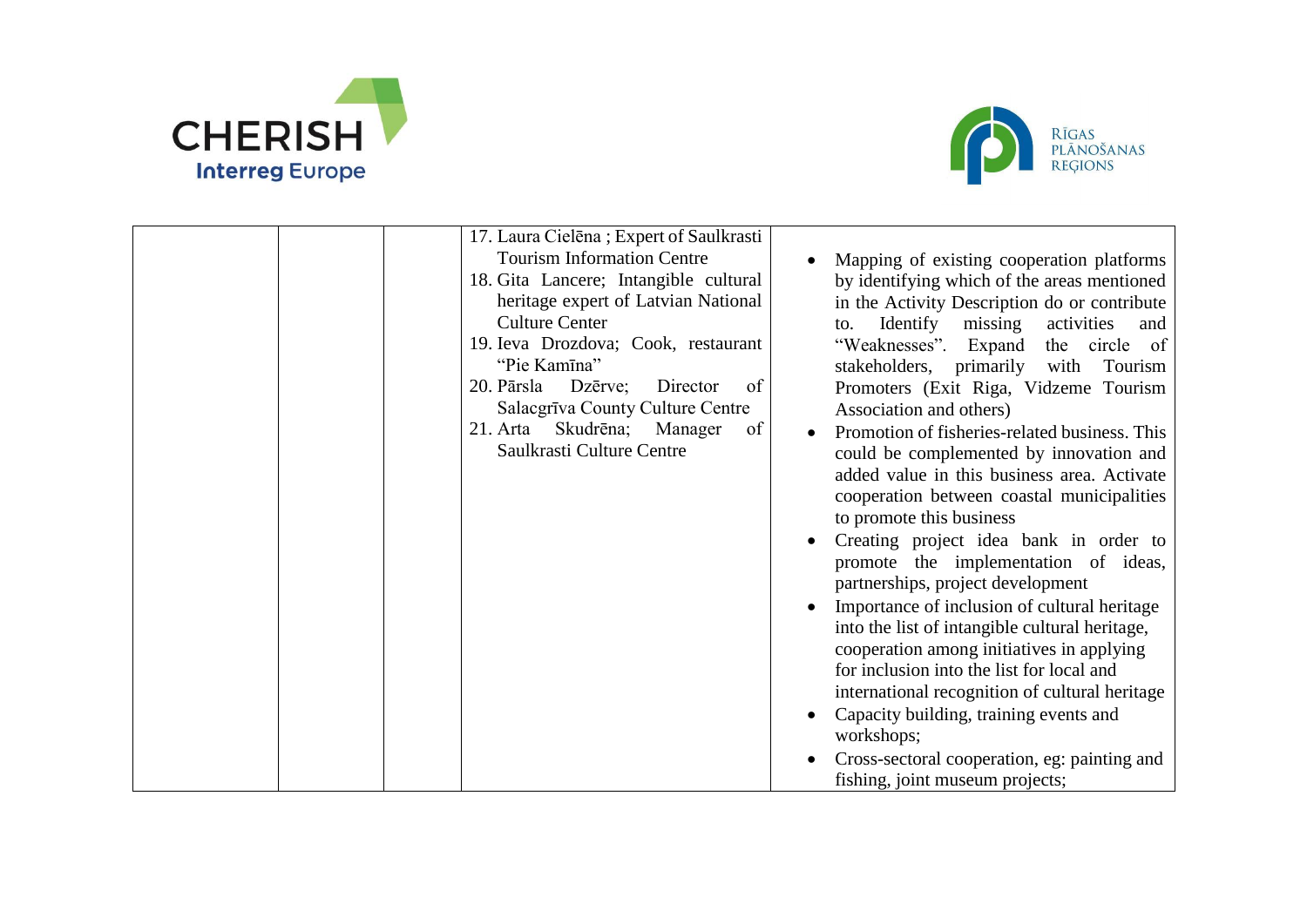|  |  |  | 17. Laura Cielēna ; Expert of Saulkrasti Tourism Information Centre<br>18. Gita Lancere; Intangible cultural heritage expert of Latvian National Culture Center<br>19. Ieva Drozdova; Cook, restaurant "Pie Kamīna"<br>20. Pārsla Dzērve; Director of Salacgrīva County Culture Centre<br>21. Arta Skudrēna; Manager of Saulkrasti Culture Centre | • Mapping of existing cooperation platforms by identifying which of the areas mentioned in the Activity Description do or contribute to. Identify missing activities and "Weaknesses". Expand the circle of stakeholders, primarily with Tourism Promoters (Exit Riga, Vidzeme Tourism Association and others)<br>• Promotion of fisheries-related business. This could be complemented by innovation and added value in this business area. Activate cooperation between coastal municipalities to promote this business<br>• Creating project idea bank in order to promote the implementation of ideas, partnerships, project development<br>• Importance of inclusion of cultural heritage into the list of intangible cultural heritage, cooperation among initiatives in applying for inclusion into the list for local and international recognition of cultural heritage<br>• Capacity building, training events and workshops;<br>• Cross-sectoral cooperation, eg: painting and fishing, joint museum projects; |
|---|---|---|---|---|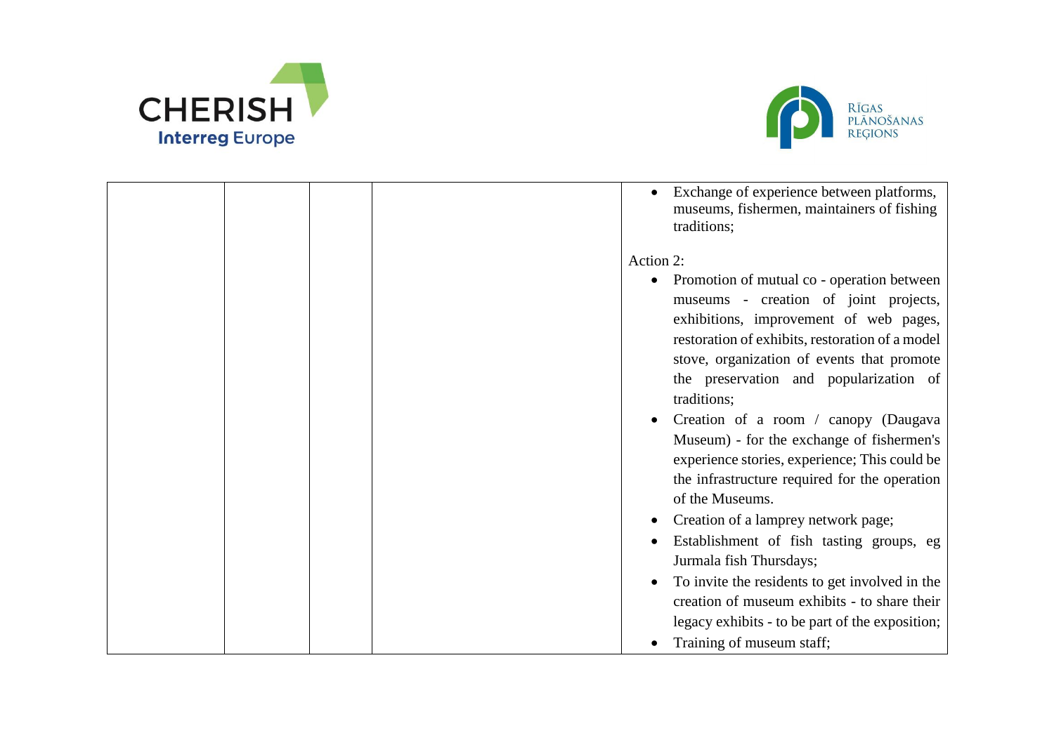|  |  |  |  | <ul><li>Exchange of experience between platforms, museums, fishermen, maintainers of fishing traditions;</li></ul>Action 2:<ul><li>Promotion of mutual co - operation between museums - creation of joint projects, exhibitions, improvement of web pages, restoration of exhibits, restoration of a model stove, organization of events that promote the preservation and popularization of traditions;</li><li>Creation of a room / canopy (Daugava Museum) - for the exchange of fishermen's experience stories, experience; This could be the infrastructure required for the operation of the Museums.</li><li>Creation of a lamprey network page;</li><li>Establishment of fish tasting groups, eg Jurmala fish Thursdays;</li><li>To invite the residents to get involved in the creation of museum exhibits - to share their legacy exhibits - to be part of the exposition;</li><li>Training of museum staff;</li></ul> |
|---|---|---|---|---|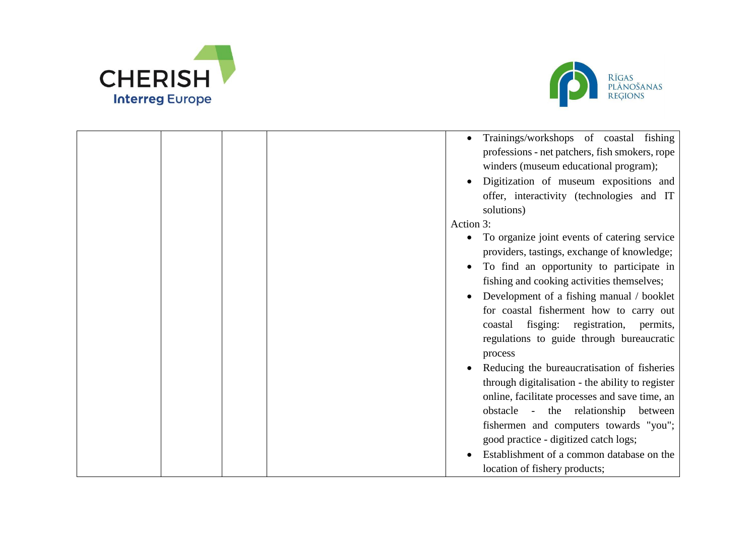|  |  |  |  | <ul><li>Trainings/workshops of coastal fishing professions - net patchers, fish smokers, rope winders (museum educational program);</li><li>Digitization of museum expositions and offer, interactivity (technologies and IT solutions)</li></ul>Action 3:<ul><li>To organize joint events of catering service providers, tastings, exchange of knowledge;</li><li>To find an opportunity to participate in fishing and cooking activities themselves;</li><li>Development of a fishing manual / booklet for coastal fisherment how to carry out coastal fisging: registration, permits, regulations to guide through bureaucratic process</li><li>Reducing the bureaucratisation of fisheries through digitalisation - the ability to register online, facilitate processes and save time, an obstacle - the relationship between fishermen and computers towards "you"; good practice - digitized catch logs;</li><li>Establishment of a common database on the location of fishery products;</li></ul> |
|---|---|---|---|---|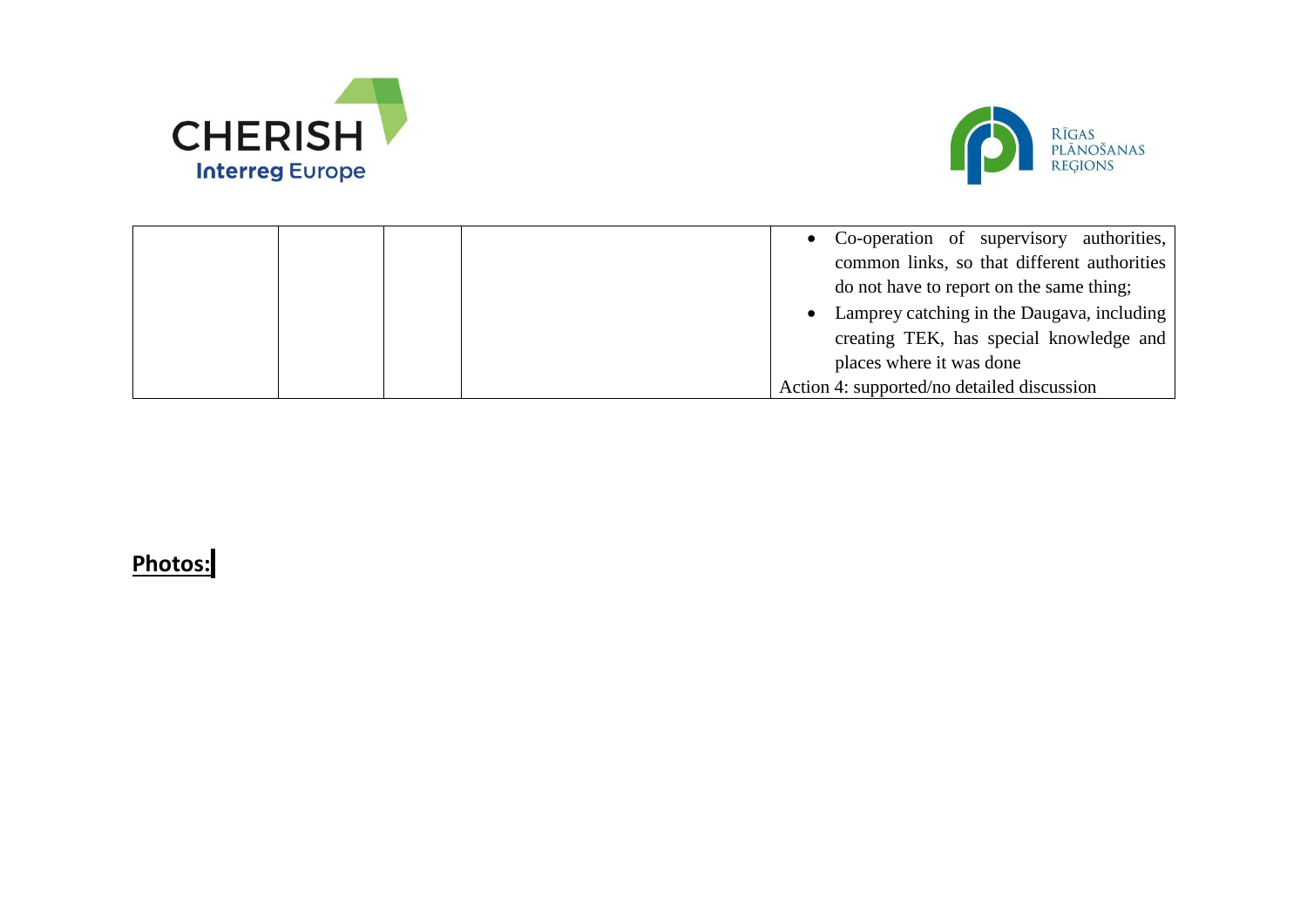|  |  |  |  | • Co-operation of supervisory authorities, common links, so that different authorities do not have to report on the same thing;<br>• Lamprey catching in the Daugava, including creating TEK, has special knowledge and places where it was done<br>Action 4: supported/no detailed discussion |
|---|---|---|---|---|

**Photos:**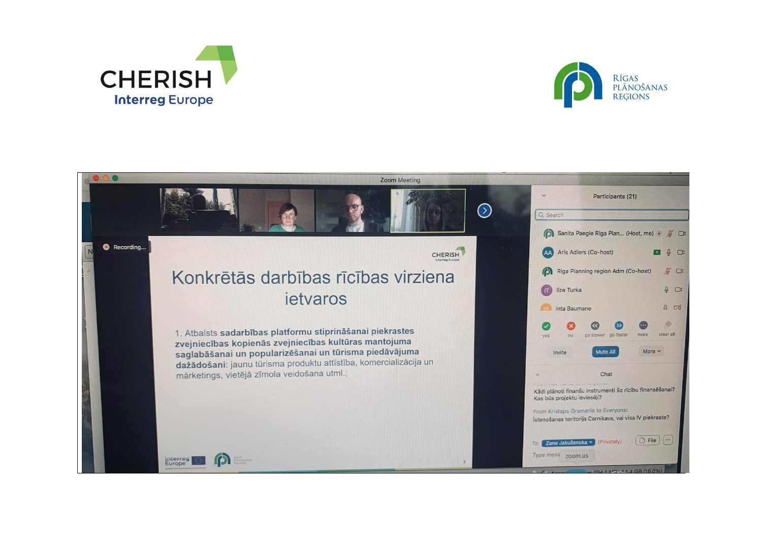# Konkrētās darbības rīcības virziena ietvaros

1. Atbalsts **sadarbības platformu stiprināšanai piekrastes zvejniecības kopienās zvejniecības kultūras mantojuma saglabāšanai un popularizēšanai un tūrisma piedāvājuma dažādošani**: jaunu tūrisma produktu attīstība, komercializācija un mārketings, vietējā zīmola veidošana utml.;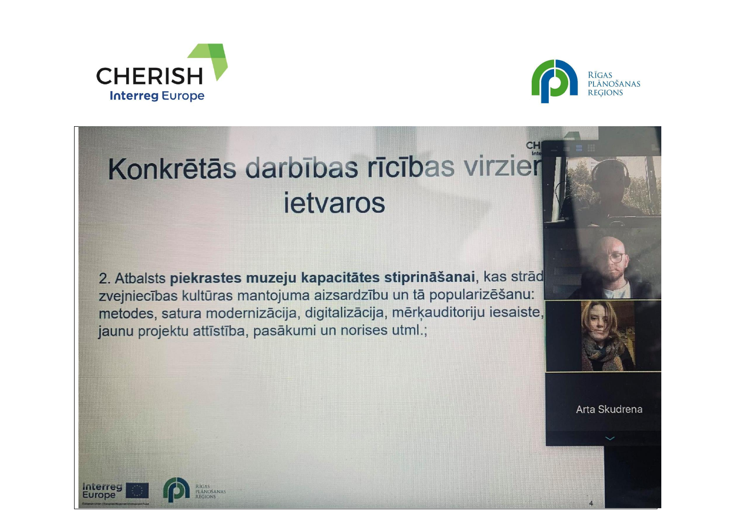# Konkrētās darbības rīcības virzien ietvaros

2. Atbalsts **piekrastes muzeju kapacitātes stiprināšanai**, kas strād zvejniecības kultūras mantojuma aizsardzību un tā popularizēšanu: metodes, satura modernizācija, digitalizācija, mērķauditoriju iesaiste, jaunu projektu attīstība, pasākumi un norises utml.;

Arta Skudrena